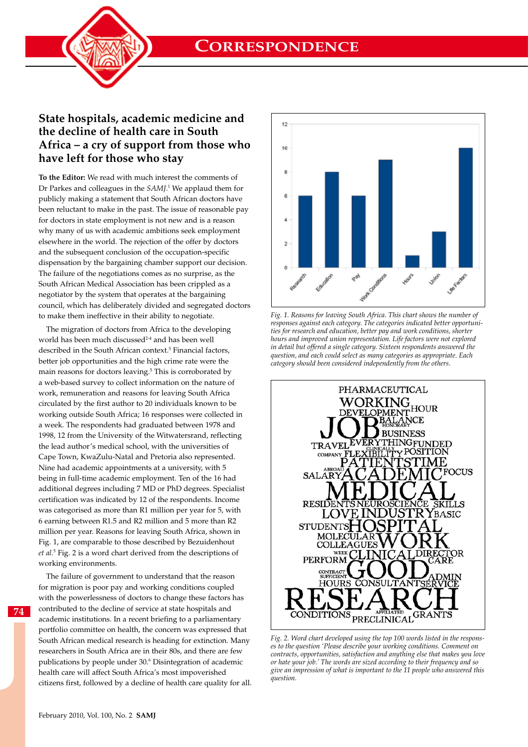# State hospitals, academic medicine and the decline of health care in South Africa – a cry of support from those who have left for those who stay

**To the Editor:** We read with much interest the comments of Dr Parkes and colleagues in the *SAMJ*.[1] We applaud them for publicly making a statement that South African doctors have been reluctant to make in the past. The issue of reasonable pay for doctors in state employment is not new and is a reason why many of us with academic ambitions seek employment elsewhere in the world. The rejection of the offer by doctors and the subsequent conclusion of the occupation-specific dispensation by the bargaining chamber support our decision. The failure of the negotiations comes as no surprise, as the South African Medical Association has been crippled as a negotiator by the system that operates at the bargaining council, which has deliberately divided and segregated doctors to make them ineffective in their ability to negotiate.

The migration of doctors from Africa to the developing world has been much discussed[2-4] and has been well described in the South African context.[5] Financial factors, better job opportunities and the high crime rate were the main reasons for doctors leaving.[5] This is corroborated by a web-based survey to collect information on the nature of work, remuneration and reasons for leaving South Africa circulated by the first author to 20 individuals known to be working outside South Africa; 16 responses were collected in a week. The respondents had graduated between 1978 and 1998, 12 from the University of the Witwatersrand, reflecting the lead author's medical school, with the universities of Cape Town, KwaZulu-Natal and Pretoria also represented. Nine had academic appointments at a university, with 5 being in full-time academic employment. Ten of the 16 had additional degrees including 7 MD or PhD degrees. Specialist certification was indicated by 12 of the respondents. Income was categorised as more than R1 million per year for 5, with 6 earning between R1.5 and R2 million and 5 more than R2 million per year. Reasons for leaving South Africa, shown in Fig. 1, are comparable to those described by Bezuidenhout *et al.*[5] Fig. 2 is a word chart derived from the descriptions of working environments.

The failure of government to understand that the reason for migration is poor pay and working conditions coupled with the powerlessness of doctors to change these factors has contributed to the decline of service at state hospitals and academic institutions. In a recent briefing to a parliamentary portfolio committee on health, the concern was expressed that South African medical research is heading for extinction. Many researchers in South Africa are in their 80s, and there are few publications by people under 30.[6] Disintegration of academic health care will affect South Africa's most impoverished citizens first, followed by a decline of health care quality for all.

*Fig. 1. Reasons for leaving South Africa. This chart shows the number of responses against each category. The categories indicated better opportunities for research and education, better pay and work conditions, shorter hours and improved union representation. Life factors were not explored in detail but offered a single category. Sixteen respondents answered the question, and each could select as many categories as appropriate. Each category should been considered independently from the others.*

*Fig. 2. Word chart developed using the top 100 words listed in the responses to the question 'Please describe your working conditions. Comment on contracts, opportunities, satisfaction and anything else that makes you love or hate your job.' The words are sized according to their frequency and so give an impression of what is important to the 11 people who answered this question.*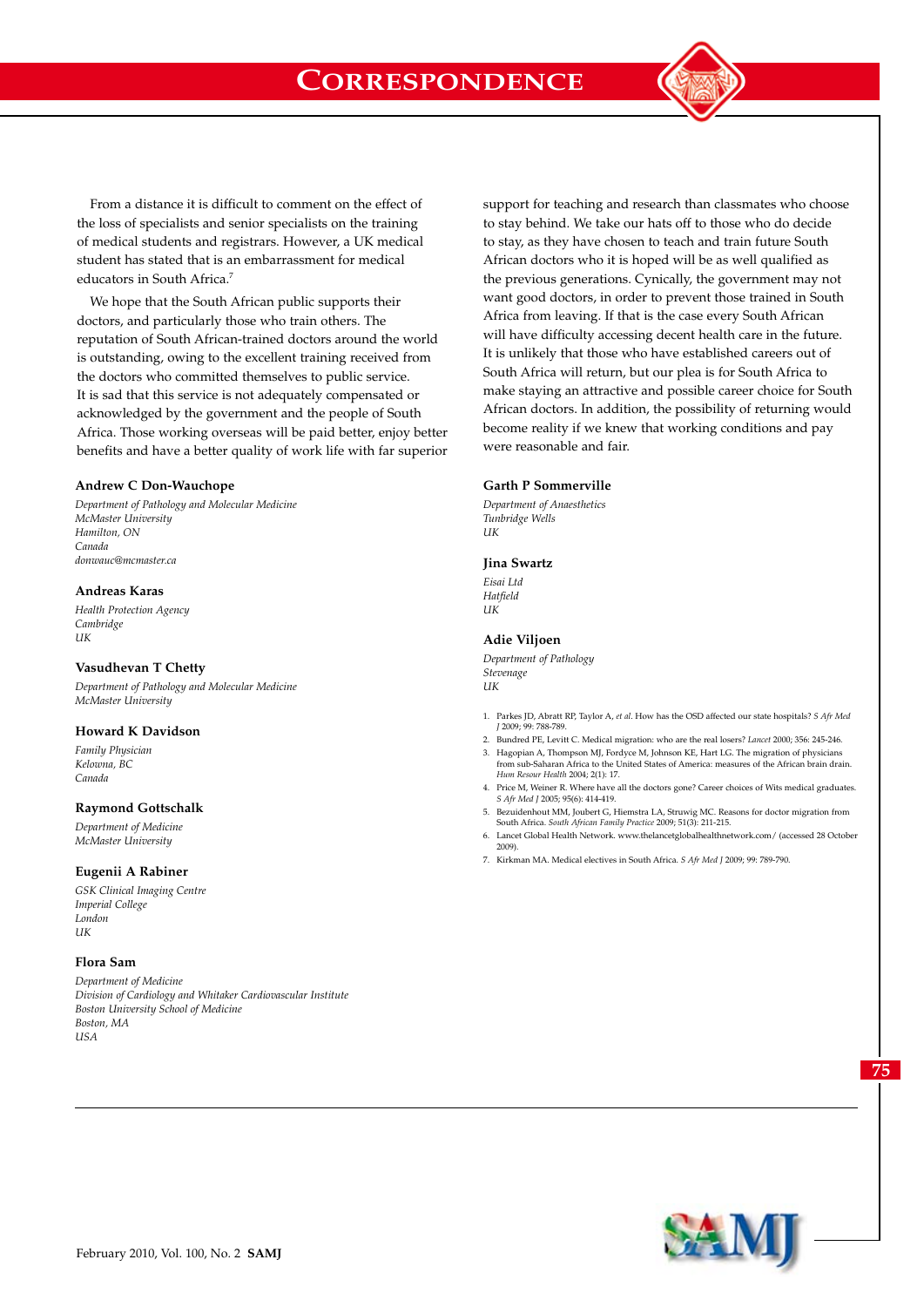From a distance it is difficult to comment on the effect of the loss of specialists and senior specialists on the training of medical students and registrars. However, a UK medical student has stated that is an embarrassment for medical educators in South Africa.[7]

We hope that the South African public supports their doctors, and particularly those who train others. The reputation of South African-trained doctors around the world is outstanding, owing to the excellent training received from the doctors who committed themselves to public service. It is sad that this service is not adequately compensated or acknowledged by the government and the people of South Africa. Those working overseas will be paid better, enjoy better benefits and have a better quality of work life with far superior support for teaching and research than classmates who choose to stay behind. We take our hats off to those who do decide to stay, as they have chosen to teach and train future South African doctors who it is hoped will be as well qualified as the previous generations. Cynically, the government may not want good doctors, in order to prevent those trained in South Africa from leaving. If that is the case every South African will have difficulty accessing decent health care in the future. It is unlikely that those who have established careers out of South Africa will return, but our plea is for South Africa to make staying an attractive and possible career choice for South African doctors. In addition, the possibility of returning would become reality if we knew that working conditions and pay were reasonable and fair.

**Andrew C Don-Wauchope**

*Department of Pathology and Molecular Medicine*
*McMaster University*
*Hamilton, ON*
*Canada*
*donwauc@mcmaster.ca*

**Andreas Karas**

*Health Protection Agency*
*Cambridge*
*UK*

**Vasudhevan T Chetty**

*Department of Pathology and Molecular Medicine*
*McMaster University*

**Howard K Davidson**

*Family Physician*
*Kelowna, BC*
*Canada*

**Raymond Gottschalk**

*Department of Medicine*
*McMaster University*

**Eugenii A Rabiner**

*GSK Clinical Imaging Centre*
*Imperial College*
*London*
*UK*

**Flora Sam**

*Department of Medicine*
*Division of Cardiology and Whitaker Cardiovascular Institute*
*Boston University School of Medicine*
*Boston, MA*
*USA*

**Garth P Sommerville**

*Department of Anaesthetics*
*Tunbridge Wells*
*UK*

**Jina Swartz**

*Eisai Ltd*
*Hatfield*
*UK*

**Adie Viljoen**

*Department of Pathology*
*Stevenage*
*UK*

1. Parkes JD, Abratt RP, Taylor A, *et al.* How has the OSD affected our state hospitals? *S Afr Med J* 2009; 99: 788-789.
2. Bundred PE, Levitt C. Medical migration: who are the real losers? *Lancet* 2000; 356: 245-246.
3. Hagopian A, Thompson MJ, Fordyce M, Johnson KE, Hart LG. The migration of physicians from sub-Saharan Africa to the United States of America: measures of the African brain drain. *Hum Resour Health* 2004; 2(1): 17.
4. Price M, Weiner R. Where have all the doctors gone? Career choices of Wits medical graduates. *S Afr Med J* 2005; 95(6): 414-419.
5. Bezuidenhout MM, Joubert G, Hiemstra LA, Struwig MC. Reasons for doctor migration from South Africa. *South African Family Practice* 2009; 51(3): 211-215.
6. Lancet Global Health Network. www.thelancetglobalhealthnetwork.com/ (accessed 28 October 2009).
7. Kirkman MA. Medical electives in South Africa. *S Afr Med J* 2009; 99: 789-790.